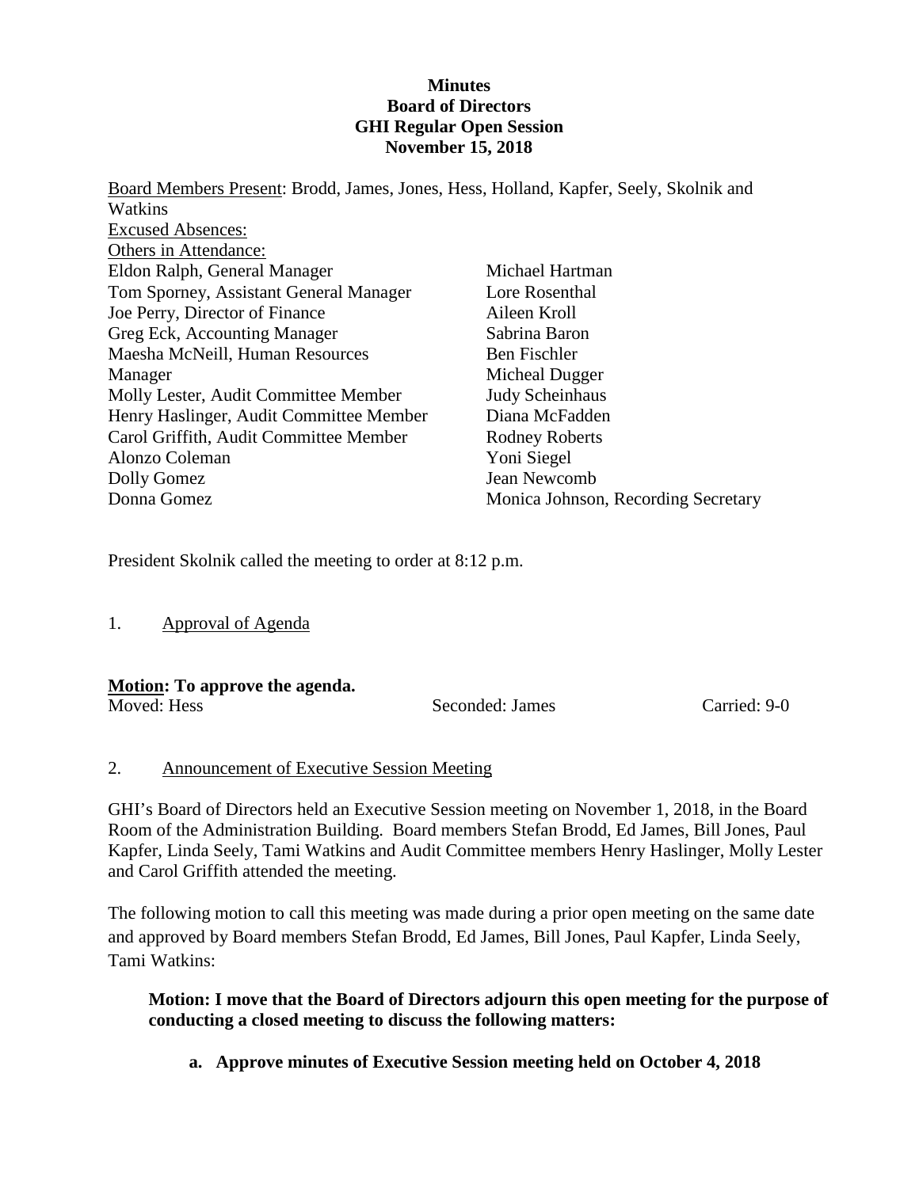# Minutes
# Board of Directors
# GHI Regular Open Session
# November 15, 2018

Board Members Present: Brodd, James, Jones, Hess, Holland, Kapfer, Seely, Skolnik and Watkins

Excused Absences:

Others in Attendance:

Eldon Ralph, General Manager
Tom Sporney, Assistant General Manager
Joe Perry, Director of Finance
Greg Eck, Accounting Manager
Maesha McNeill, Human Resources Manager
Molly Lester, Audit Committee Member
Henry Haslinger, Audit Committee Member
Carol Griffith, Audit Committee Member
Alonzo Coleman
Dolly Gomez
Donna Gomez
Michael Hartman
Lore Rosenthal
Aileen Kroll
Sabrina Baron
Ben Fischler
Micheal Dugger
Judy Scheinhaus
Diana McFadden
Rodney Roberts
Yoni Siegel
Jean Newcomb
Monica Johnson, Recording Secretary

President Skolnik called the meeting to order at 8:12 p.m.

1. Approval of Agenda

**Motion: To approve the agenda.**

Moved: Hess Seconded: James Carried: 9-0

2. Announcement of Executive Session Meeting

GHI's Board of Directors held an Executive Session meeting on November 1, 2018, in the Board Room of the Administration Building. Board members Stefan Brodd, Ed James, Bill Jones, Paul Kapfer, Linda Seely, Tami Watkins and Audit Committee members Henry Haslinger, Molly Lester and Carol Griffith attended the meeting.

The following motion to call this meeting was made during a prior open meeting on the same date and approved by Board members Stefan Brodd, Ed James, Bill Jones, Paul Kapfer, Linda Seely, Tami Watkins:

**Motion: I move that the Board of Directors adjourn this open meeting for the purpose of conducting a closed meeting to discuss the following matters:**

**a. Approve minutes of Executive Session meeting held on October 4, 2018**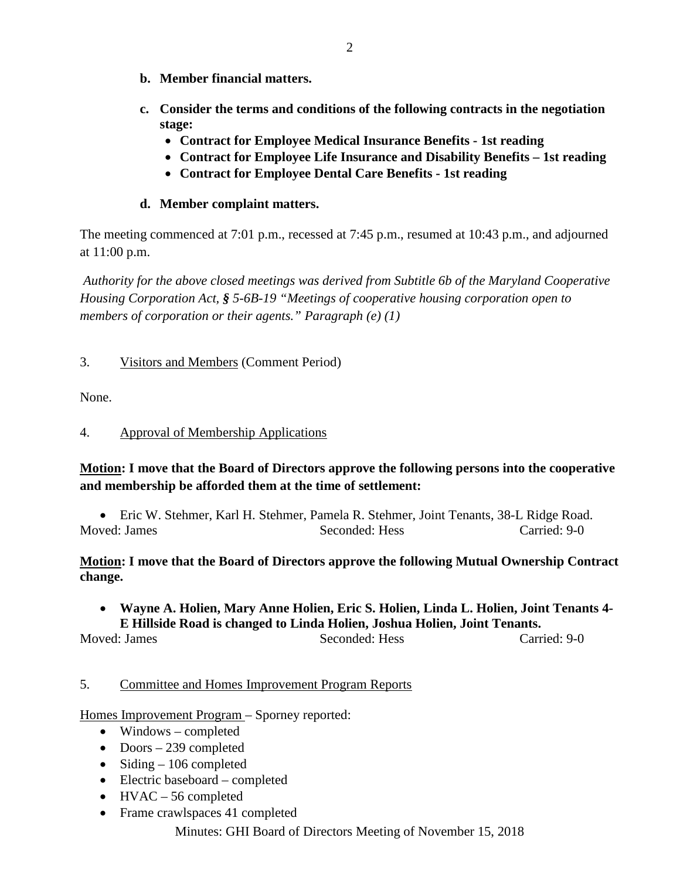**b. Member financial matters.**

**c. Consider the terms and conditions of the following contracts in the negotiation stage:**

- **Contract for Employee Medical Insurance Benefits - 1st reading**
- **Contract for Employee Life Insurance and Disability Benefits – 1st reading**
- **Contract for Employee Dental Care Benefits - 1st reading**

**d. Member complaint matters.**

The meeting commenced at 7:01 p.m., recessed at 7:45 p.m., resumed at 10:43 p.m., and adjourned at 11:00 p.m.

*Authority for the above closed meetings was derived from Subtitle 6b of the Maryland Cooperative Housing Corporation Act, § 5-6B-19 "Meetings of cooperative housing corporation open to members of corporation or their agents." Paragraph (e) (1)*

3. Visitors and Members (Comment Period)

None.

4. Approval of Membership Applications

**Motion: I move that the Board of Directors approve the following persons into the cooperative and membership be afforded them at the time of settlement:**

- Eric W. Stehmer, Karl H. Stehmer, Pamela R. Stehmer, Joint Tenants, 38-L Ridge Road.

Moved: James Seconded: Hess Carried: 9-0

**Motion: I move that the Board of Directors approve the following Mutual Ownership Contract change.**

- **Wayne A. Holien, Mary Anne Holien, Eric S. Holien, Linda L. Holien, Joint Tenants 4-E Hillside Road is changed to Linda Holien, Joshua Holien, Joint Tenants.**

Moved: James Seconded: Hess Carried: 9-0

5. Committee and Homes Improvement Program Reports

Homes Improvement Program – Sporney reported:

- Windows – completed
- Doors – 239 completed
- Siding – 106 completed
- Electric baseboard – completed
- HVAC – 56 completed
- Frame crawlspaces 41 completed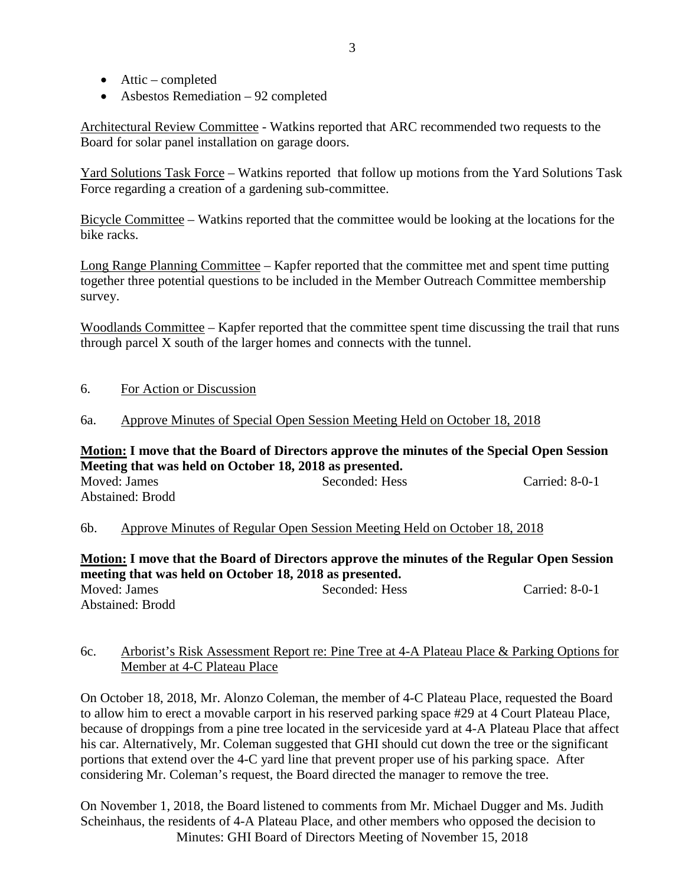- Attic – completed
- Asbestos Remediation – 92 completed

Architectural Review Committee - Watkins reported that ARC recommended two requests to the Board for solar panel installation on garage doors.

Yard Solutions Task Force – Watkins reported that follow up motions from the Yard Solutions Task Force regarding a creation of a gardening sub-committee.

Bicycle Committee – Watkins reported that the committee would be looking at the locations for the bike racks.

Long Range Planning Committee – Kapfer reported that the committee met and spent time putting together three potential questions to be included in the Member Outreach Committee membership survey.

Woodlands Committee – Kapfer reported that the committee spent time discussing the trail that runs through parcel X south of the larger homes and connects with the tunnel.

6. For Action or Discussion

6a. Approve Minutes of Special Open Session Meeting Held on October 18, 2018

**Motion: I move that the Board of Directors approve the minutes of the Special Open Session Meeting that was held on October 18, 2018 as presented.**

Moved: James Seconded: Hess Carried: 8-0-1
Abstained: Brodd

6b. Approve Minutes of Regular Open Session Meeting Held on October 18, 2018

**Motion: I move that the Board of Directors approve the minutes of the Regular Open Session meeting that was held on October 18, 2018 as presented.**

Moved: James Seconded: Hess Carried: 8-0-1
Abstained: Brodd

6c. Arborist's Risk Assessment Report re: Pine Tree at 4-A Plateau Place & Parking Options for Member at 4-C Plateau Place

On October 18, 2018, Mr. Alonzo Coleman, the member of 4-C Plateau Place, requested the Board to allow him to erect a movable carport in his reserved parking space #29 at 4 Court Plateau Place, because of droppings from a pine tree located in the serviceside yard at 4-A Plateau Place that affect his car. Alternatively, Mr. Coleman suggested that GHI should cut down the tree or the significant portions that extend over the 4-C yard line that prevent proper use of his parking space. After considering Mr. Coleman's request, the Board directed the manager to remove the tree.

On November 1, 2018, the Board listened to comments from Mr. Michael Dugger and Ms. Judith Scheinhaus, the residents of 4-A Plateau Place, and other members who opposed the decision to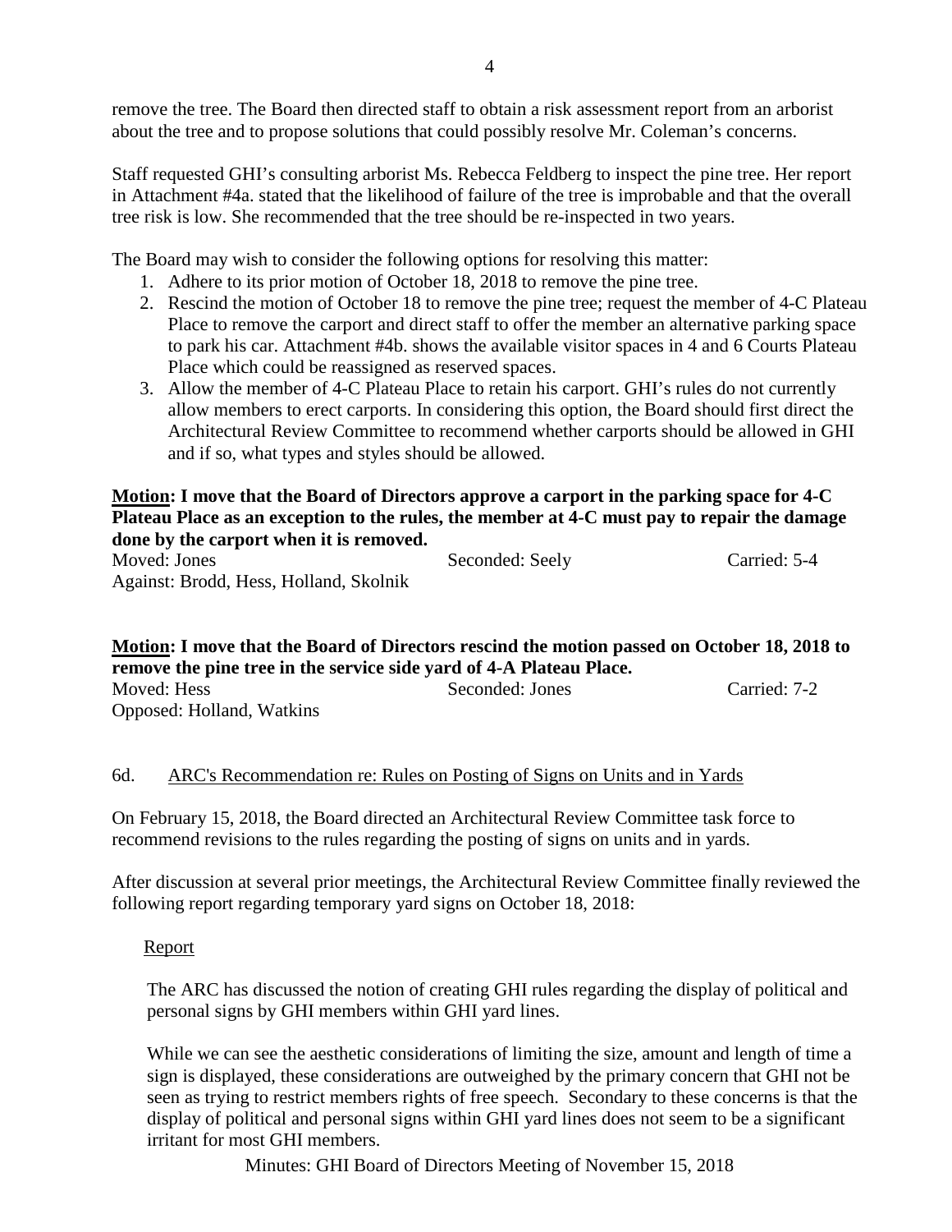remove the tree. The Board then directed staff to obtain a risk assessment report from an arborist about the tree and to propose solutions that could possibly resolve Mr. Coleman's concerns.

Staff requested GHI's consulting arborist Ms. Rebecca Feldberg to inspect the pine tree. Her report in Attachment #4a. stated that the likelihood of failure of the tree is improbable and that the overall tree risk is low. She recommended that the tree should be re-inspected in two years.

The Board may wish to consider the following options for resolving this matter:

1. Adhere to its prior motion of October 18, 2018 to remove the pine tree.
2. Rescind the motion of October 18 to remove the pine tree; request the member of 4-C Plateau Place to remove the carport and direct staff to offer the member an alternative parking space to park his car. Attachment #4b. shows the available visitor spaces in 4 and 6 Courts Plateau Place which could be reassigned as reserved spaces.
3. Allow the member of 4-C Plateau Place to retain his carport. GHI's rules do not currently allow members to erect carports. In considering this option, the Board should first direct the Architectural Review Committee to recommend whether carports should be allowed in GHI and if so, what types and styles should be allowed.

**Motion: I move that the Board of Directors approve a carport in the parking space for 4-C Plateau Place as an exception to the rules, the member at 4-C must pay to repair the damage done by the carport when it is removed.**

Moved: Jones　　Seconded: Seely　　Carried: 5-4
Against: Brodd, Hess, Holland, Skolnik

**Motion: I move that the Board of Directors rescind the motion passed on October 18, 2018 to remove the pine tree in the service side yard of 4-A Plateau Place.**

Moved: Hess　　Seconded: Jones　　Carried: 7-2
Opposed: Holland, Watkins

6d. ARC's Recommendation re: Rules on Posting of Signs on Units and in Yards

On February 15, 2018, the Board directed an Architectural Review Committee task force to recommend revisions to the rules regarding the posting of signs on units and in yards.

After discussion at several prior meetings, the Architectural Review Committee finally reviewed the following report regarding temporary yard signs on October 18, 2018:

Report

The ARC has discussed the notion of creating GHI rules regarding the display of political and personal signs by GHI members within GHI yard lines.

While we can see the aesthetic considerations of limiting the size, amount and length of time a sign is displayed, these considerations are outweighed by the primary concern that GHI not be seen as trying to restrict members rights of free speech. Secondary to these concerns is that the display of political and personal signs within GHI yard lines does not seem to be a significant irritant for most GHI members.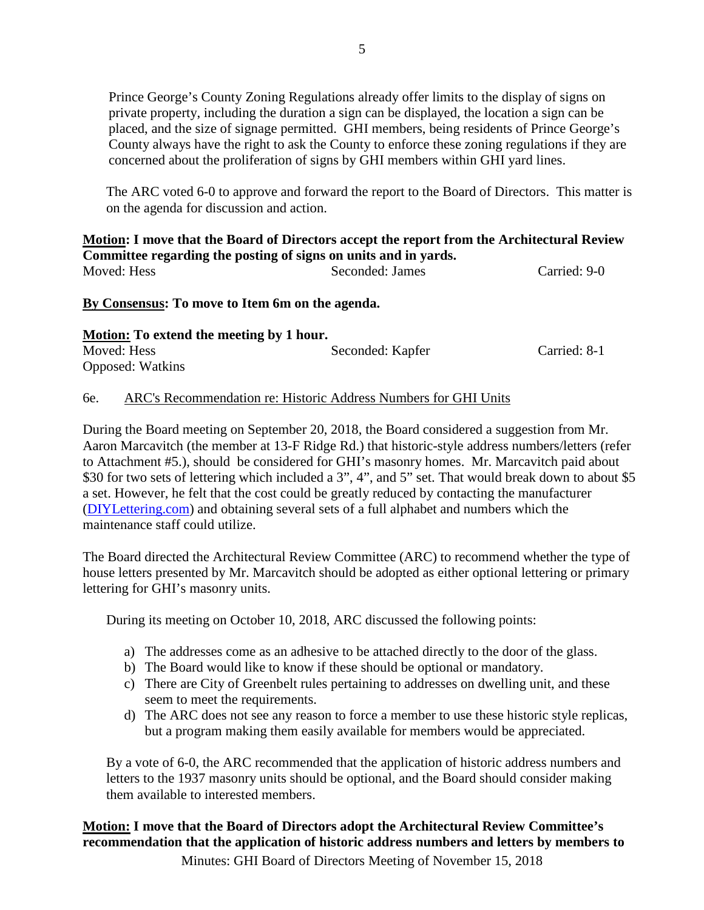Prince George's County Zoning Regulations already offer limits to the display of signs on private property, including the duration a sign can be displayed, the location a sign can be placed, and the size of signage permitted. GHI members, being residents of Prince George's County always have the right to ask the County to enforce these zoning regulations if they are concerned about the proliferation of signs by GHI members within GHI yard lines.

The ARC voted 6-0 to approve and forward the report to the Board of Directors. This matter is on the agenda for discussion and action.

**Motion: I move that the Board of Directors accept the report from the Architectural Review Committee regarding the posting of signs on units and in yards.**

Moved: Hess　　Seconded: James　　Carried: 9-0

**By Consensus: To move to Item 6m on the agenda.**

**Motion: To extend the meeting by 1 hour.**

Moved: Hess　　Seconded: Kapfer　　Carried: 8-1

Opposed: Watkins

6e. ARC's Recommendation re: Historic Address Numbers for GHI Units

During the Board meeting on September 20, 2018, the Board considered a suggestion from Mr. Aaron Marcavitch (the member at 13-F Ridge Rd.) that historic-style address numbers/letters (refer to Attachment #5.), should be considered for GHI's masonry homes. Mr. Marcavitch paid about $30 for two sets of lettering which included a 3", 4", and 5" set. That would break down to about $5 a set. However, he felt that the cost could be greatly reduced by contacting the manufacturer (DIYLettering.com) and obtaining several sets of a full alphabet and numbers which the maintenance staff could utilize.

The Board directed the Architectural Review Committee (ARC) to recommend whether the type of house letters presented by Mr. Marcavitch should be adopted as either optional lettering or primary lettering for GHI's masonry units.

During its meeting on October 10, 2018, ARC discussed the following points:

a) The addresses come as an adhesive to be attached directly to the door of the glass.
b) The Board would like to know if these should be optional or mandatory.
c) There are City of Greenbelt rules pertaining to addresses on dwelling unit, and these seem to meet the requirements.
d) The ARC does not see any reason to force a member to use these historic style replicas, but a program making them easily available for members would be appreciated.

By a vote of 6-0, the ARC recommended that the application of historic address numbers and letters to the 1937 masonry units should be optional, and the Board should consider making them available to interested members.

**Motion: I move that the Board of Directors adopt the Architectural Review Committee's recommendation that the application of historic address numbers and letters by members to**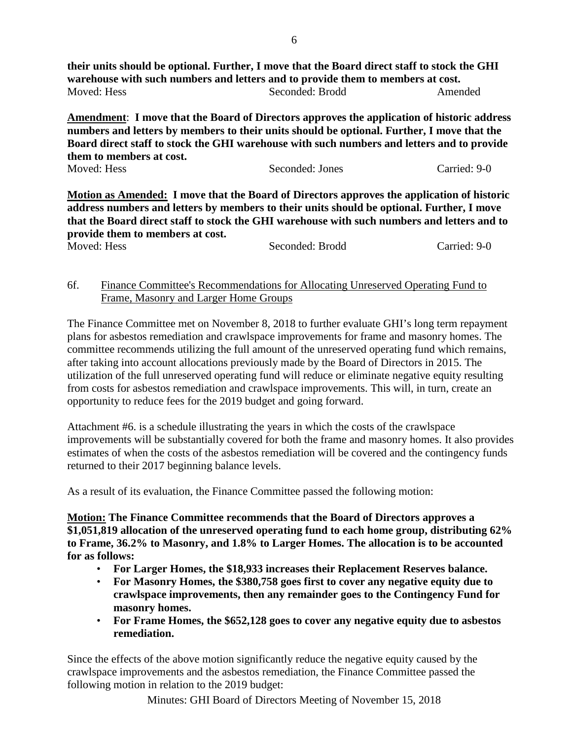**their units should be optional. Further, I move that the Board direct staff to stock the GHI warehouse with such numbers and letters and to provide them to members at cost.**

Moved: Hess | Seconded: Brodd | Amended

**Amendment**: **I move that the Board of Directors approves the application of historic address numbers and letters by members to their units should be optional. Further, I move that the Board direct staff to stock the GHI warehouse with such numbers and letters and to provide them to members at cost.**

Moved: Hess | Seconded: Jones | Carried: 9-0

**Motion as Amended: I move that the Board of Directors approves the application of historic address numbers and letters by members to their units should be optional. Further, I move that the Board direct staff to stock the GHI warehouse with such numbers and letters and to provide them to members at cost.**

Moved: Hess | Seconded: Brodd | Carried: 9-0

6f. Finance Committee's Recommendations for Allocating Unreserved Operating Fund to Frame, Masonry and Larger Home Groups

The Finance Committee met on November 8, 2018 to further evaluate GHI's long term repayment plans for asbestos remediation and crawlspace improvements for frame and masonry homes. The committee recommends utilizing the full amount of the unreserved operating fund which remains, after taking into account allocations previously made by the Board of Directors in 2015. The utilization of the full unreserved operating fund will reduce or eliminate negative equity resulting from costs for asbestos remediation and crawlspace improvements. This will, in turn, create an opportunity to reduce fees for the 2019 budget and going forward.

Attachment #6. is a schedule illustrating the years in which the costs of the crawlspace improvements will be substantially covered for both the frame and masonry homes. It also provides estimates of when the costs of the asbestos remediation will be covered and the contingency funds returned to their 2017 beginning balance levels.

As a result of its evaluation, the Finance Committee passed the following motion:

**Motion: The Finance Committee recommends that the Board of Directors approves a $1,051,819 allocation of the unreserved operating fund to each home group, distributing 62% to Frame, 36.2% to Masonry, and 1.8% to Larger Homes. The allocation is to be accounted for as follows:**

- **For Larger Homes, the $18,933 increases their Replacement Reserves balance.**
- **For Masonry Homes, the $380,758 goes first to cover any negative equity due to crawlspace improvements, then any remainder goes to the Contingency Fund for masonry homes.**
- **For Frame Homes, the $652,128 goes to cover any negative equity due to asbestos remediation.**

Since the effects of the above motion significantly reduce the negative equity caused by the crawlspace improvements and the asbestos remediation, the Finance Committee passed the following motion in relation to the 2019 budget: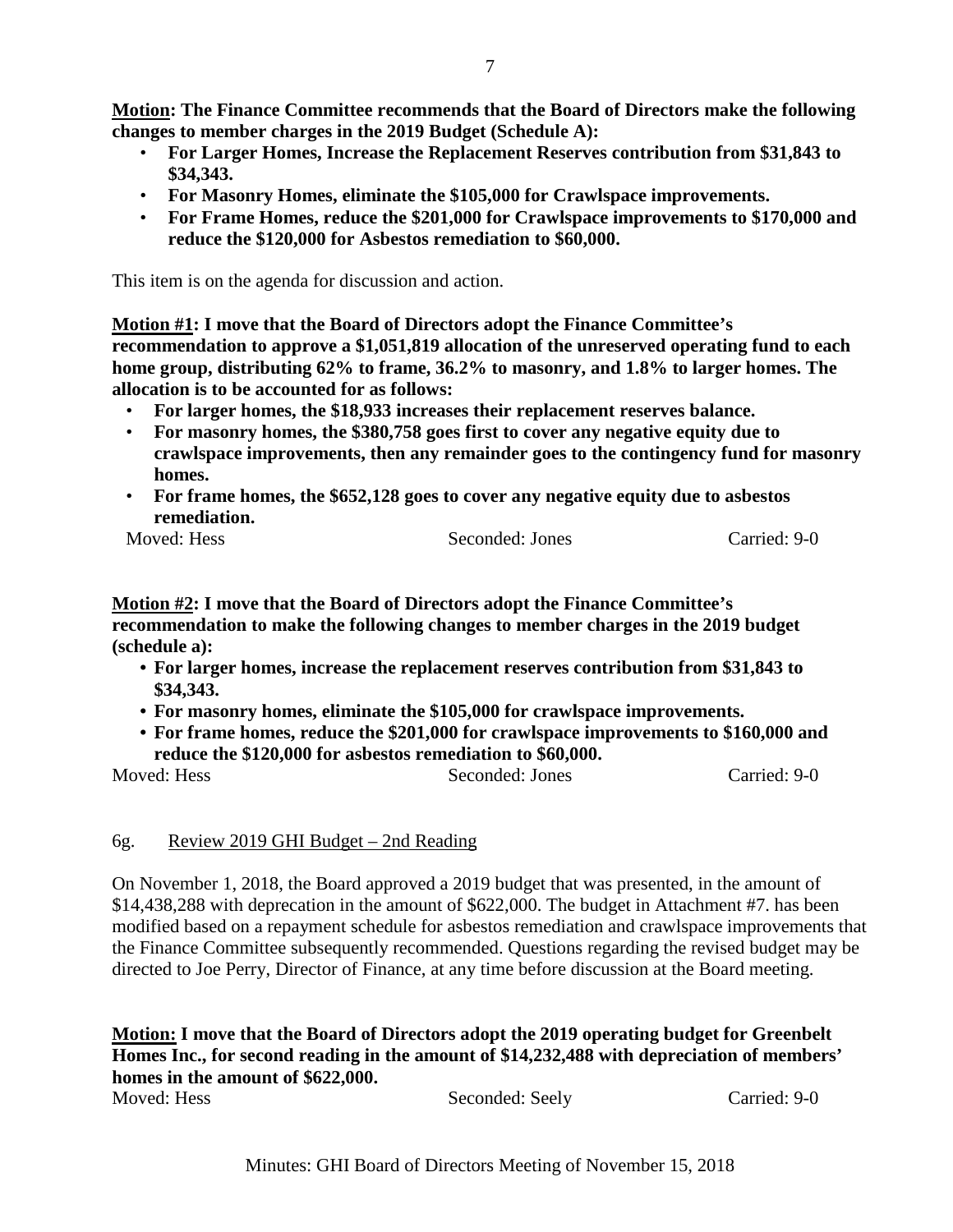**Motion: The Finance Committee recommends that the Board of Directors make the following changes to member charges in the 2019 Budget (Schedule A):**

- **For Larger Homes, Increase the Replacement Reserves contribution from $31,843 to $34,343.**
- **For Masonry Homes, eliminate the $105,000 for Crawlspace improvements.**
- **For Frame Homes, reduce the $201,000 for Crawlspace improvements to $170,000 and reduce the $120,000 for Asbestos remediation to $60,000.**

This item is on the agenda for discussion and action.

**Motion #1: I move that the Board of Directors adopt the Finance Committee's recommendation to approve a $1,051,819 allocation of the unreserved operating fund to each home group, distributing 62% to frame, 36.2% to masonry, and 1.8% to larger homes. The allocation is to be accounted for as follows:**

- **For larger homes, the $18,933 increases their replacement reserves balance.**
- **For masonry homes, the $380,758 goes first to cover any negative equity due to crawlspace improvements, then any remainder goes to the contingency fund for masonry homes.**
- **For frame homes, the $652,128 goes to cover any negative equity due to asbestos remediation.**

Moved: Hess Seconded: Jones Carried: 9-0

**Motion #2: I move that the Board of Directors adopt the Finance Committee's recommendation to make the following changes to member charges in the 2019 budget (schedule a):**

- **For larger homes, increase the replacement reserves contribution from $31,843 to $34,343.**
- **For masonry homes, eliminate the $105,000 for crawlspace improvements.**
- **For frame homes, reduce the $201,000 for crawlspace improvements to $160,000 and reduce the $120,000 for asbestos remediation to $60,000.**

Moved: Hess Seconded: Jones Carried: 9-0

6g. Review 2019 GHI Budget – 2nd Reading

On November 1, 2018, the Board approved a 2019 budget that was presented, in the amount of $14,438,288 with deprecation in the amount of $622,000. The budget in Attachment #7. has been modified based on a repayment schedule for asbestos remediation and crawlspace improvements that the Finance Committee subsequently recommended. Questions regarding the revised budget may be directed to Joe Perry, Director of Finance, at any time before discussion at the Board meeting.

**Motion: I move that the Board of Directors adopt the 2019 operating budget for Greenbelt Homes Inc., for second reading in the amount of $14,232,488 with depreciation of members' homes in the amount of $622,000.**

Moved: Hess Seconded: Seely Carried: 9-0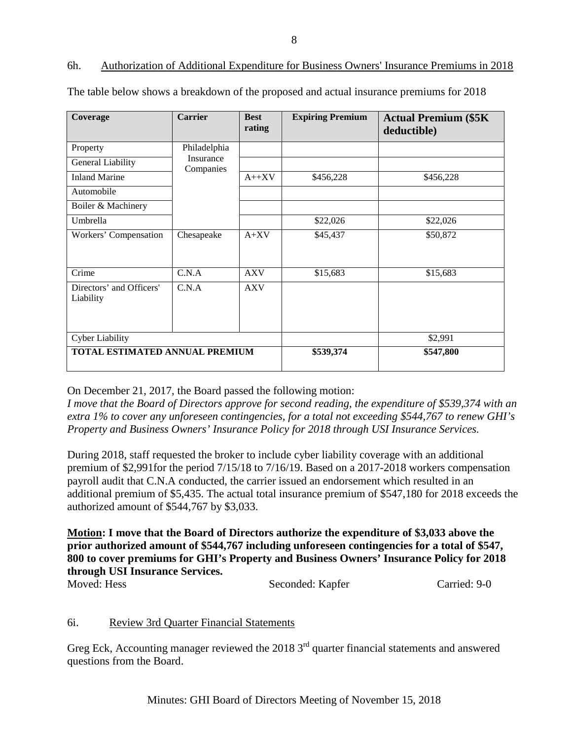## 6h. Authorization of Additional Expenditure for Business Owners' Insurance Premiums in 2018

The table below shows a breakdown of the proposed and actual insurance premiums for 2018

| Coverage | Carrier | Best rating | Expiring Premium | Actual Premium ($5K deductible) |
|---|---|---|---|---|
| Property | Philadelphia Insurance Companies | | | |
| General Liability | | | | |
| Inland Marine | | A++XV | $456,228 | $456,228 |
| Automobile | | | | |
| Boiler & Machinery | | | | |
| Umbrella | | | $22,026 | $22,026 |
| Workers' Compensation | Chesapeake | A+XV | $45,437 | $50,872 |
| Crime | C.N.A | AXV | $15,683 | $15,683 |
| Directors' and Officers' Liability | C.N.A | AXV | | |
| Cyber Liability | | | | $2,991 |
| **TOTAL ESTIMATED ANNUAL PREMIUM** | | | **$539,374** | **$547,800** |

On December 21, 2017, the Board passed the following motion:
*I move that the Board of Directors approve for second reading, the expenditure of $539,374 with an extra 1% to cover any unforeseen contingencies, for a total not exceeding $544,767 to renew GHI's Property and Business Owners' Insurance Policy for 2018 through USI Insurance Services.*

During 2018, staff requested the broker to include cyber liability coverage with an additional premium of $2,991for the period 7/15/18 to 7/16/19. Based on a 2017-2018 workers compensation payroll audit that C.N.A conducted, the carrier issued an endorsement which resulted in an additional premium of $5,435. The actual total insurance premium of $547,180 for 2018 exceeds the authorized amount of $544,767 by $3,033.

**Motion: I move that the Board of Directors authorize the expenditure of $3,033 above the prior authorized amount of $544,767 including unforeseen contingencies for a total of $547, 800 to cover premiums for GHI's Property and Business Owners' Insurance Policy for 2018 through USI Insurance Services.**

Moved: Hess Seconded: Kapfer Carried: 9-0

## 6i. Review 3rd Quarter Financial Statements

Greg Eck, Accounting manager reviewed the 2018 3rd quarter financial statements and answered questions from the Board.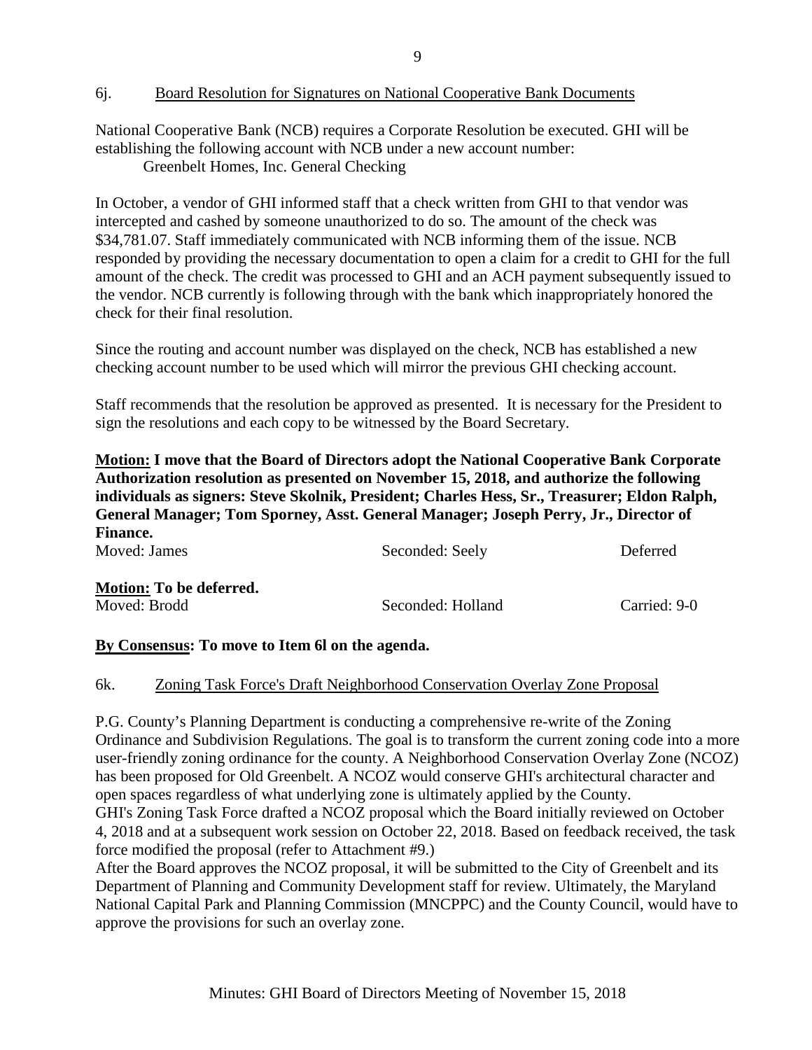6j. Board Resolution for Signatures on National Cooperative Bank Documents

National Cooperative Bank (NCB) requires a Corporate Resolution be executed. GHI will be establishing the following account with NCB under a new account number:

Greenbelt Homes, Inc. General Checking

In October, a vendor of GHI informed staff that a check written from GHI to that vendor was intercepted and cashed by someone unauthorized to do so. The amount of the check was $34,781.07. Staff immediately communicated with NCB informing them of the issue. NCB responded by providing the necessary documentation to open a claim for a credit to GHI for the full amount of the check. The credit was processed to GHI and an ACH payment subsequently issued to the vendor. NCB currently is following through with the bank which inappropriately honored the check for their final resolution.

Since the routing and account number was displayed on the check, NCB has established a new checking account number to be used which will mirror the previous GHI checking account.

Staff recommends that the resolution be approved as presented. It is necessary for the President to sign the resolutions and each copy to be witnessed by the Board Secretary.

**Motion: I move that the Board of Directors adopt the National Cooperative Bank Corporate Authorization resolution as presented on November 15, 2018, and authorize the following individuals as signers: Steve Skolnik, President; Charles Hess, Sr., Treasurer; Eldon Ralph, General Manager; Tom Sporney, Asst. General Manager; Joseph Perry, Jr., Director of Finance.**

Moved: James    Seconded: Seely    Deferred

**Motion: To be deferred.**

Moved: Brodd    Seconded: Holland    Carried: 9-0

**By Consensus: To move to Item 6l on the agenda.**

6k. Zoning Task Force's Draft Neighborhood Conservation Overlay Zone Proposal

P.G. County's Planning Department is conducting a comprehensive re-write of the Zoning Ordinance and Subdivision Regulations. The goal is to transform the current zoning code into a more user-friendly zoning ordinance for the county. A Neighborhood Conservation Overlay Zone (NCOZ) has been proposed for Old Greenbelt. A NCOZ would conserve GHI's architectural character and open spaces regardless of what underlying zone is ultimately applied by the County.

GHI's Zoning Task Force drafted a NCOZ proposal which the Board initially reviewed on October 4, 2018 and at a subsequent work session on October 22, 2018. Based on feedback received, the task force modified the proposal (refer to Attachment #9.)

After the Board approves the NCOZ proposal, it will be submitted to the City of Greenbelt and its Department of Planning and Community Development staff for review. Ultimately, the Maryland National Capital Park and Planning Commission (MNCPPC) and the County Council, would have to approve the provisions for such an overlay zone.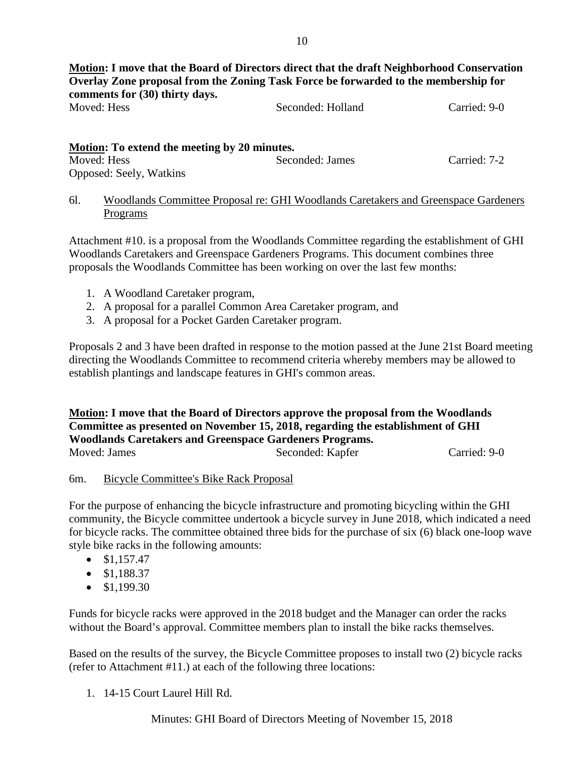**Motion: I move that the Board of Directors direct that the draft Neighborhood Conservation Overlay Zone proposal from the Zoning Task Force be forwarded to the membership for comments for (30) thirty days.**

Moved: Hess    Seconded: Holland    Carried: 9-0

**Motion: To extend the meeting by 20 minutes.**

Moved: Hess    Seconded: James    Carried: 7-2

Opposed: Seely, Watkins

6l. Woodlands Committee Proposal re: GHI Woodlands Caretakers and Greenspace Gardeners Programs

Attachment #10. is a proposal from the Woodlands Committee regarding the establishment of GHI Woodlands Caretakers and Greenspace Gardeners Programs. This document combines three proposals the Woodlands Committee has been working on over the last few months:

1. A Woodland Caretaker program,
2. A proposal for a parallel Common Area Caretaker program, and
3. A proposal for a Pocket Garden Caretaker program.

Proposals 2 and 3 have been drafted in response to the motion passed at the June 21st Board meeting directing the Woodlands Committee to recommend criteria whereby members may be allowed to establish plantings and landscape features in GHI's common areas.

**Motion: I move that the Board of Directors approve the proposal from the Woodlands Committee as presented on November 15, 2018, regarding the establishment of GHI Woodlands Caretakers and Greenspace Gardeners Programs.**

Moved: James    Seconded: Kapfer    Carried: 9-0

6m. Bicycle Committee's Bike Rack Proposal

For the purpose of enhancing the bicycle infrastructure and promoting bicycling within the GHI community, the Bicycle committee undertook a bicycle survey in June 2018, which indicated a need for bicycle racks. The committee obtained three bids for the purchase of six (6) black one-loop wave style bike racks in the following amounts:

- $1,157.47
- $1,188.37
- $1,199.30

Funds for bicycle racks were approved in the 2018 budget and the Manager can order the racks without the Board's approval. Committee members plan to install the bike racks themselves.

Based on the results of the survey, the Bicycle Committee proposes to install two (2) bicycle racks (refer to Attachment #11.) at each of the following three locations:

1. 14-15 Court Laurel Hill Rd.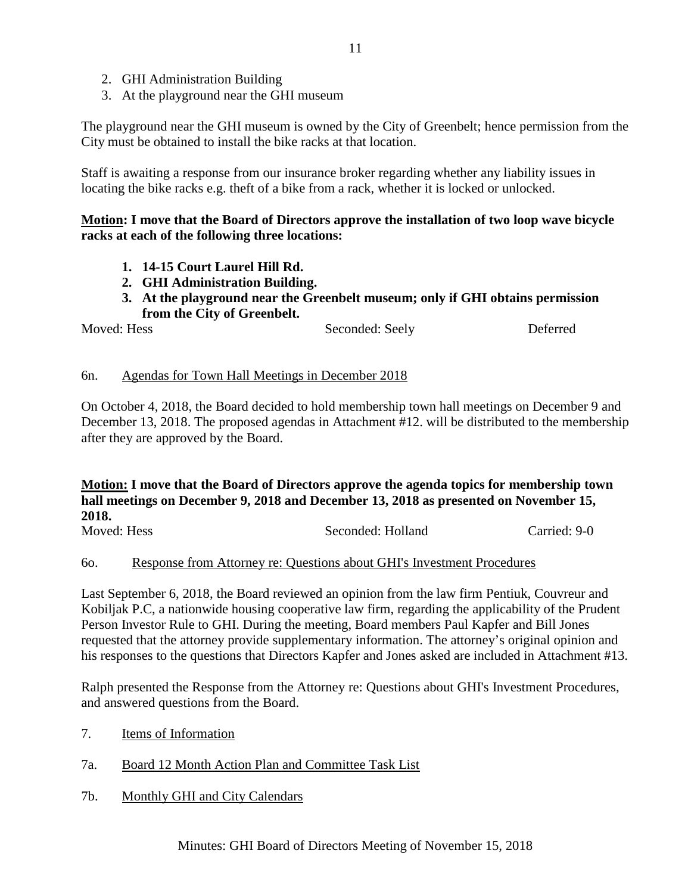2. GHI Administration Building
3. At the playground near the GHI museum

The playground near the GHI museum is owned by the City of Greenbelt; hence permission from the City must be obtained to install the bike racks at that location.

Staff is awaiting a response from our insurance broker regarding whether any liability issues in locating the bike racks e.g. theft of a bike from a rack, whether it is locked or unlocked.

**<u>Motion</u>: I move that the Board of Directors approve the installation of two loop wave bicycle racks at each of the following three locations:**

1. **14-15 Court Laurel Hill Rd.**
2. **GHI Administration Building.**
3. **At the playground near the Greenbelt museum; only if GHI obtains permission from the City of Greenbelt.**

Moved: Hess | Seconded: Seely | Deferred

6n. <u>Agendas for Town Hall Meetings in December 2018</u>

On October 4, 2018, the Board decided to hold membership town hall meetings on December 9 and December 13, 2018. The proposed agendas in Attachment #12. will be distributed to the membership after they are approved by the Board.

**<u>Motion:</u> I move that the Board of Directors approve the agenda topics for membership town hall meetings on December 9, 2018 and December 13, 2018 as presented on November 15, 2018.**

Moved: Hess | Seconded: Holland | Carried: 9-0

6o. <u>Response from Attorney re: Questions about GHI's Investment Procedures</u>

Last September 6, 2018, the Board reviewed an opinion from the law firm Pentiuk, Couvreur and Kobiljak P.C, a nationwide housing cooperative law firm, regarding the applicability of the Prudent Person Investor Rule to GHI. During the meeting, Board members Paul Kapfer and Bill Jones requested that the attorney provide supplementary information. The attorney's original opinion and his responses to the questions that Directors Kapfer and Jones asked are included in Attachment #13.

Ralph presented the Response from the Attorney re: Questions about GHI's Investment Procedures, and answered questions from the Board.

7. <u>Items of Information</u>

7a. <u>Board 12 Month Action Plan and Committee Task List</u>

7b. <u>Monthly GHI and City Calendars</u>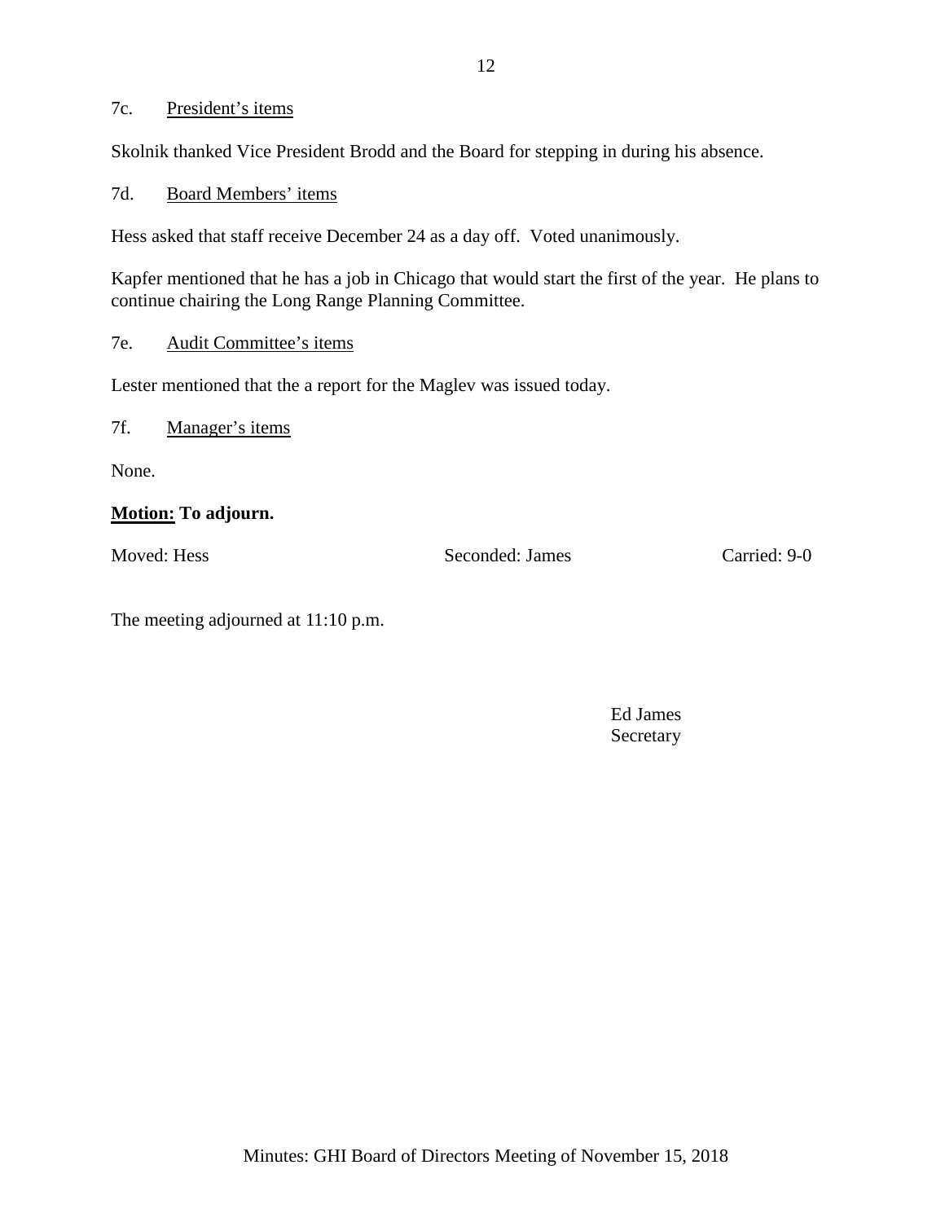7c. President's items

Skolnik thanked Vice President Brodd and the Board for stepping in during his absence.

7d. Board Members' items

Hess asked that staff receive December 24 as a day off. Voted unanimously.

Kapfer mentioned that he has a job in Chicago that would start the first of the year. He plans to continue chairing the Long Range Planning Committee.

7e. Audit Committee's items

Lester mentioned that the a report for the Maglev was issued today.

7f. Manager's items

None.

**Motion: To adjourn.**

Moved: Hess Seconded: James Carried: 9-0

The meeting adjourned at 11:10 p.m.

Ed James
Secretary